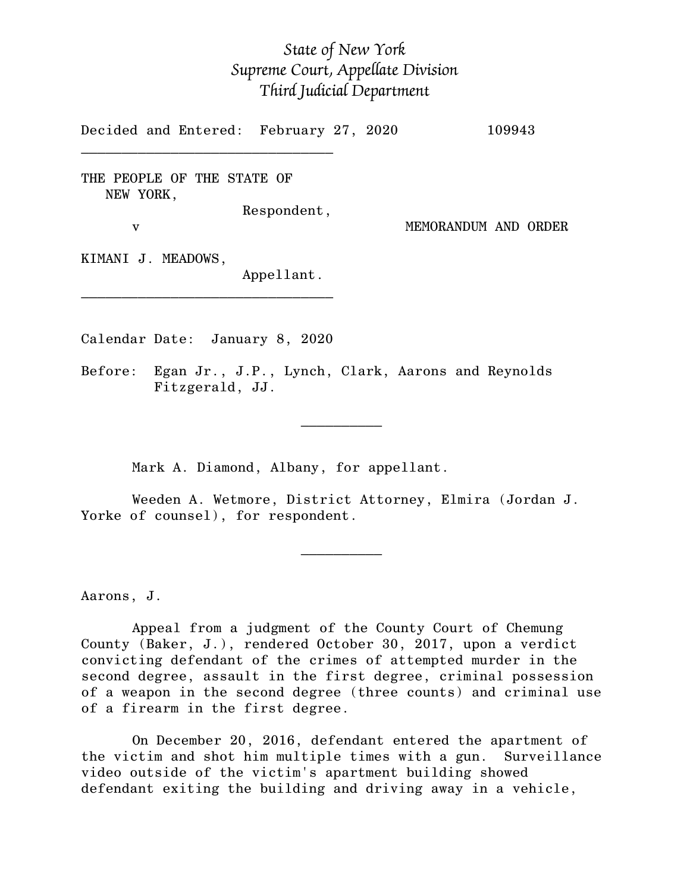*State of New York*
*Supreme Court, Appellate Division*
*Third Judicial Department*

Decided and Entered: February 27, 2020 109943

________________________________

THE PEOPLE OF THE STATE OF NEW YORK,
Respondent,

v

MEMORANDUM AND ORDER

KIMANI J. MEADOWS,
Appellant.

________________________________

Calendar Date: January 8, 2020

Before: Egan Jr., J.P., Lynch, Clark, Aarons and Reynolds Fitzgerald, JJ.

__________

Mark A. Diamond, Albany, for appellant.

Weeden A. Wetmore, District Attorney, Elmira (Jordan J. Yorke of counsel), for respondent.

__________

Aarons, J.

Appeal from a judgment of the County Court of Chemung County (Baker, J.), rendered October 30, 2017, upon a verdict convicting defendant of the crimes of attempted murder in the second degree, assault in the first degree, criminal possession of a weapon in the second degree (three counts) and criminal use of a firearm in the first degree.

On December 20, 2016, defendant entered the apartment of the victim and shot him multiple times with a gun. Surveillance video outside of the victim's apartment building showed defendant exiting the building and driving away in a vehicle,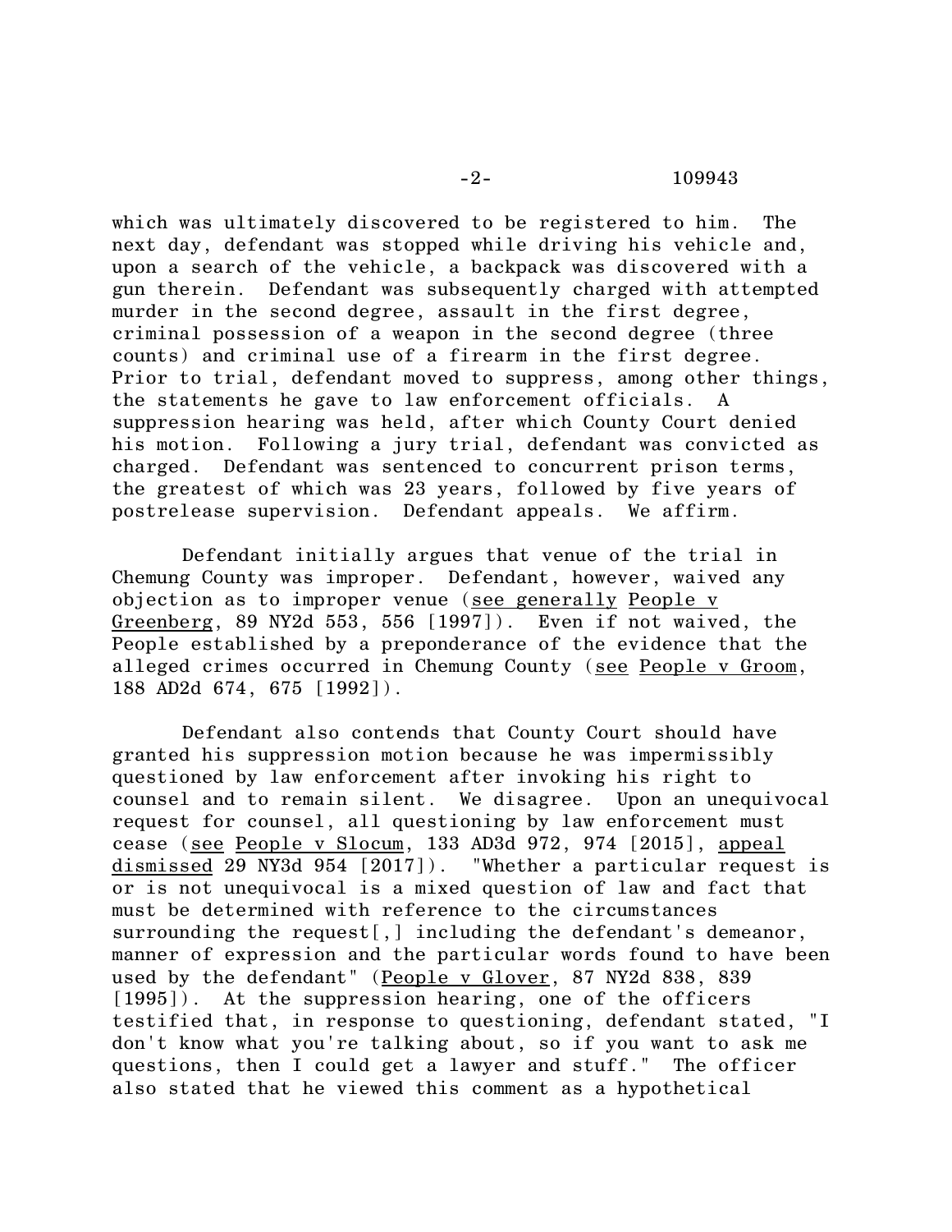which was ultimately discovered to be registered to him. The next day, defendant was stopped while driving his vehicle and, upon a search of the vehicle, a backpack was discovered with a gun therein. Defendant was subsequently charged with attempted murder in the second degree, assault in the first degree, criminal possession of a weapon in the second degree (three counts) and criminal use of a firearm in the first degree. Prior to trial, defendant moved to suppress, among other things, the statements he gave to law enforcement officials. A suppression hearing was held, after which County Court denied his motion. Following a jury trial, defendant was convicted as charged. Defendant was sentenced to concurrent prison terms, the greatest of which was 23 years, followed by five years of postrelease supervision. Defendant appeals. We affirm.

Defendant initially argues that venue of the trial in Chemung County was improper. Defendant, however, waived any objection as to improper venue (see generally People v Greenberg, 89 NY2d 553, 556 [1997]). Even if not waived, the People established by a preponderance of the evidence that the alleged crimes occurred in Chemung County (see People v Groom, 188 AD2d 674, 675 [1992]).

Defendant also contends that County Court should have granted his suppression motion because he was impermissibly questioned by law enforcement after invoking his right to counsel and to remain silent. We disagree. Upon an unequivocal request for counsel, all questioning by law enforcement must cease (see People v Slocum, 133 AD3d 972, 974 [2015], appeal dismissed 29 NY3d 954 [2017]). "Whether a particular request is or is not unequivocal is a mixed question of law and fact that must be determined with reference to the circumstances surrounding the request[,] including the defendant's demeanor, manner of expression and the particular words found to have been used by the defendant" (People v Glover, 87 NY2d 838, 839 [1995]). At the suppression hearing, one of the officers testified that, in response to questioning, defendant stated, "I don't know what you're talking about, so if you want to ask me questions, then I could get a lawyer and stuff." The officer also stated that he viewed this comment as a hypothetical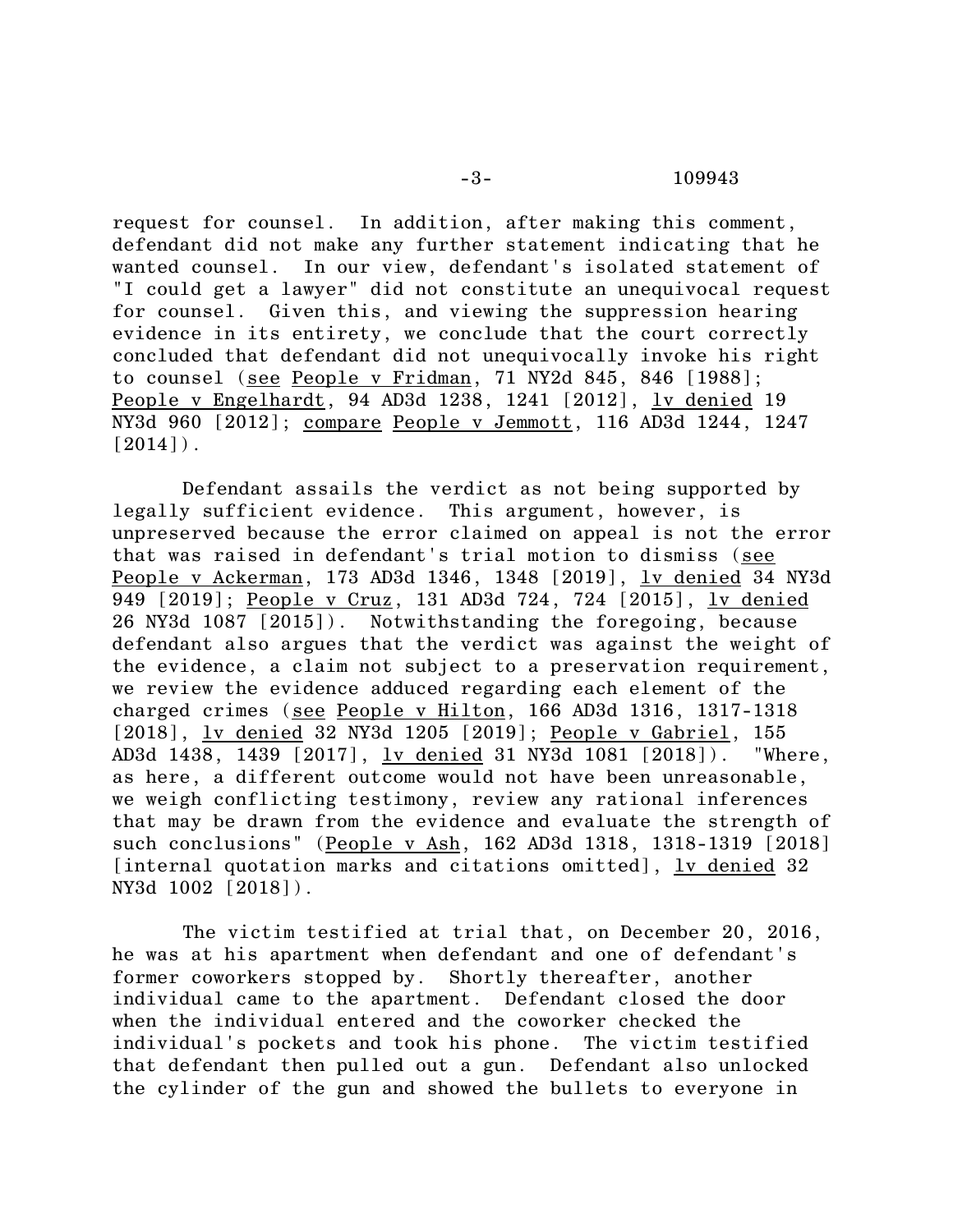request for counsel. In addition, after making this comment, defendant did not make any further statement indicating that he wanted counsel. In our view, defendant's isolated statement of "I could get a lawyer" did not constitute an unequivocal request for counsel. Given this, and viewing the suppression hearing evidence in its entirety, we conclude that the court correctly concluded that defendant did not unequivocally invoke his right to counsel (see People v Fridman, 71 NY2d 845, 846 [1988]; People v Engelhardt, 94 AD3d 1238, 1241 [2012], lv denied 19 NY3d 960 [2012]; compare People v Jemmott, 116 AD3d 1244, 1247 [2014]).

Defendant assails the verdict as not being supported by legally sufficient evidence. This argument, however, is unpreserved because the error claimed on appeal is not the error that was raised in defendant's trial motion to dismiss (see People v Ackerman, 173 AD3d 1346, 1348 [2019], lv denied 34 NY3d 949 [2019]; People v Cruz, 131 AD3d 724, 724 [2015], lv denied 26 NY3d 1087 [2015]). Notwithstanding the foregoing, because defendant also argues that the verdict was against the weight of the evidence, a claim not subject to a preservation requirement, we review the evidence adduced regarding each element of the charged crimes (see People v Hilton, 166 AD3d 1316, 1317-1318 [2018], lv denied 32 NY3d 1205 [2019]; People v Gabriel, 155 AD3d 1438, 1439 [2017], lv denied 31 NY3d 1081 [2018]). "Where, as here, a different outcome would not have been unreasonable, we weigh conflicting testimony, review any rational inferences that may be drawn from the evidence and evaluate the strength of such conclusions" (People v Ash, 162 AD3d 1318, 1318-1319 [2018] [internal quotation marks and citations omitted], lv denied 32 NY3d 1002 [2018]).

The victim testified at trial that, on December 20, 2016, he was at his apartment when defendant and one of defendant's former coworkers stopped by. Shortly thereafter, another individual came to the apartment. Defendant closed the door when the individual entered and the coworker checked the individual's pockets and took his phone. The victim testified that defendant then pulled out a gun. Defendant also unlocked the cylinder of the gun and showed the bullets to everyone in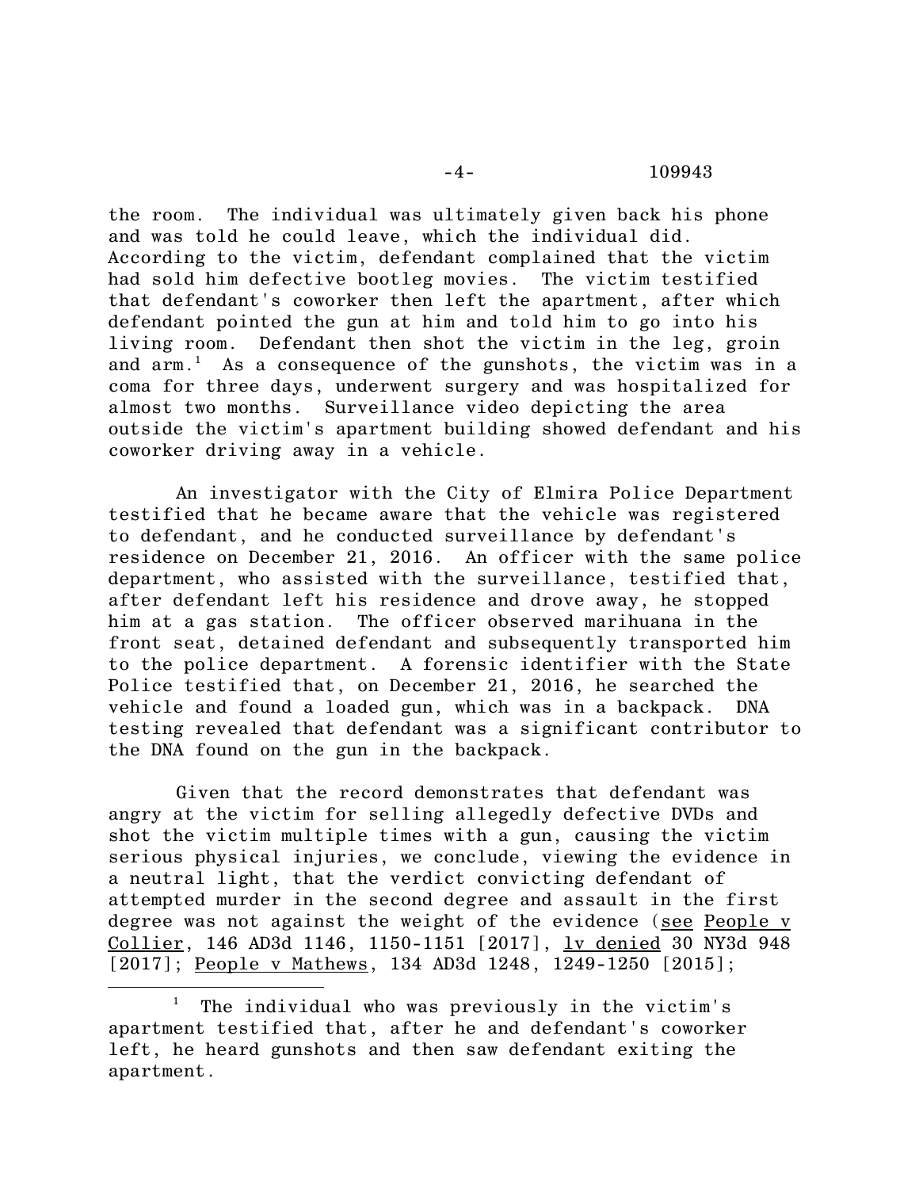the room. The individual was ultimately given back his phone and was told he could leave, which the individual did. According to the victim, defendant complained that the victim had sold him defective bootleg movies. The victim testified that defendant's coworker then left the apartment, after which defendant pointed the gun at him and told him to go into his living room. Defendant then shot the victim in the leg, groin and arm.[1] As a consequence of the gunshots, the victim was in a coma for three days, underwent surgery and was hospitalized for almost two months. Surveillance video depicting the area outside the victim's apartment building showed defendant and his coworker driving away in a vehicle.

An investigator with the City of Elmira Police Department testified that he became aware that the vehicle was registered to defendant, and he conducted surveillance by defendant's residence on December 21, 2016. An officer with the same police department, who assisted with the surveillance, testified that, after defendant left his residence and drove away, he stopped him at a gas station. The officer observed marihuana in the front seat, detained defendant and subsequently transported him to the police department. A forensic identifier with the State Police testified that, on December 21, 2016, he searched the vehicle and found a loaded gun, which was in a backpack. DNA testing revealed that defendant was a significant contributor to the DNA found on the gun in the backpack.

Given that the record demonstrates that defendant was angry at the victim for selling allegedly defective DVDs and shot the victim multiple times with a gun, causing the victim serious physical injuries, we conclude, viewing the evidence in a neutral light, that the verdict convicting defendant of attempted murder in the second degree and assault in the first degree was not against the weight of the evidence (see People v Collier, 146 AD3d 1146, 1150-1151 [2017], lv denied 30 NY3d 948 [2017]; People v Mathews, 134 AD3d 1248, 1249-1250 [2015];

---

[1] The individual who was previously in the victim's apartment testified that, after he and defendant's coworker left, he heard gunshots and then saw defendant exiting the apartment.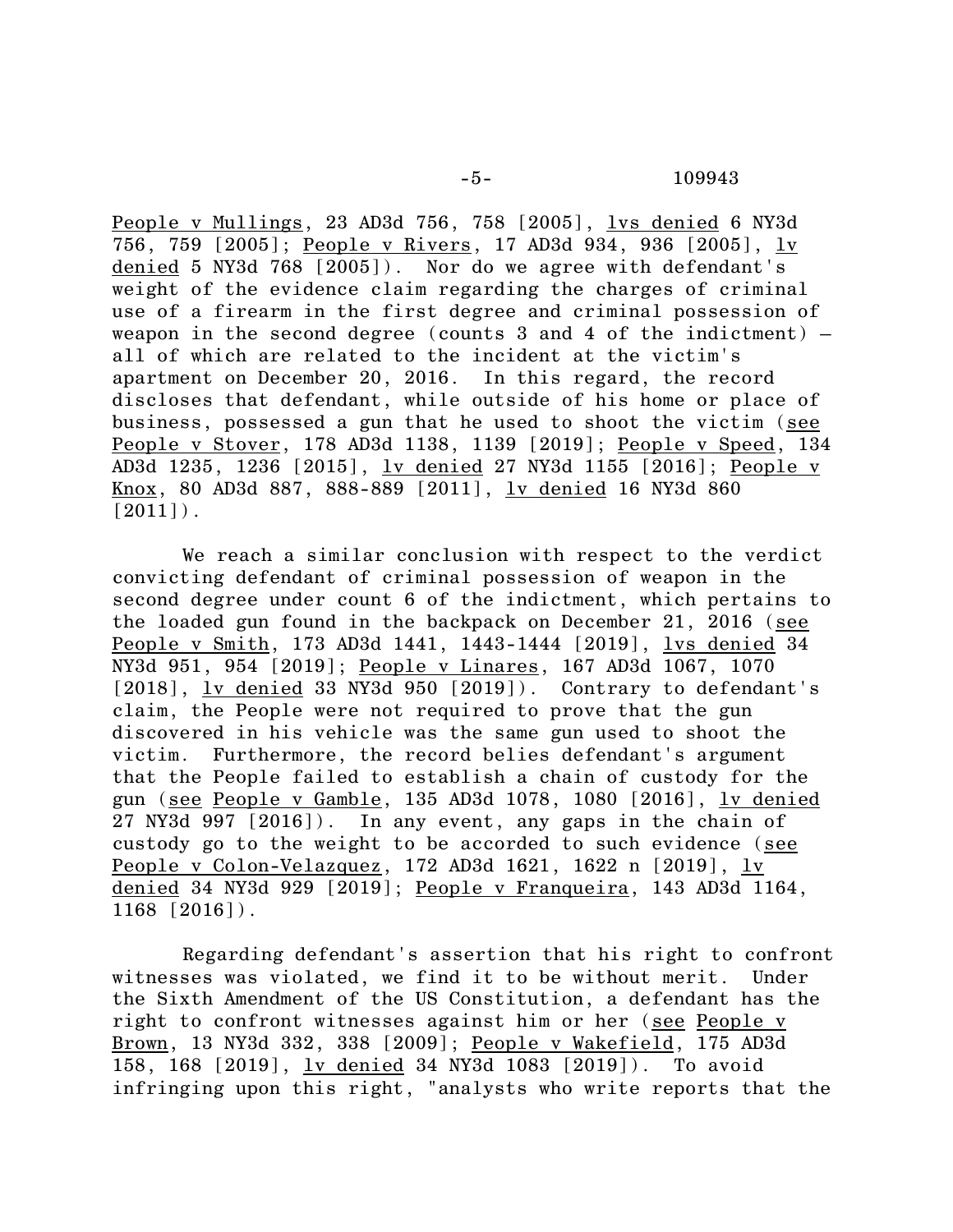People v Mullings, 23 AD3d 756, 758 [2005], lvs denied 6 NY3d 756, 759 [2005]; People v Rivers, 17 AD3d 934, 936 [2005], lv denied 5 NY3d 768 [2005]). Nor do we agree with defendant's weight of the evidence claim regarding the charges of criminal use of a firearm in the first degree and criminal possession of weapon in the second degree (counts 3 and 4 of the indictment) – all of which are related to the incident at the victim's apartment on December 20, 2016. In this regard, the record discloses that defendant, while outside of his home or place of business, possessed a gun that he used to shoot the victim (see People v Stover, 178 AD3d 1138, 1139 [2019]; People v Speed, 134 AD3d 1235, 1236 [2015], lv denied 27 NY3d 1155 [2016]; People v Knox, 80 AD3d 887, 888-889 [2011], lv denied 16 NY3d 860 [2011]).

We reach a similar conclusion with respect to the verdict convicting defendant of criminal possession of weapon in the second degree under count 6 of the indictment, which pertains to the loaded gun found in the backpack on December 21, 2016 (see People v Smith, 173 AD3d 1441, 1443-1444 [2019], lvs denied 34 NY3d 951, 954 [2019]; People v Linares, 167 AD3d 1067, 1070 [2018], lv denied 33 NY3d 950 [2019]). Contrary to defendant's claim, the People were not required to prove that the gun discovered in his vehicle was the same gun used to shoot the victim. Furthermore, the record belies defendant's argument that the People failed to establish a chain of custody for the gun (see People v Gamble, 135 AD3d 1078, 1080 [2016], lv denied 27 NY3d 997 [2016]). In any event, any gaps in the chain of custody go to the weight to be accorded to such evidence (see People v Colon-Velazquez, 172 AD3d 1621, 1622 n [2019], lv denied 34 NY3d 929 [2019]; People v Franqueira, 143 AD3d 1164, 1168 [2016]).

Regarding defendant's assertion that his right to confront witnesses was violated, we find it to be without merit. Under the Sixth Amendment of the US Constitution, a defendant has the right to confront witnesses against him or her (see People v Brown, 13 NY3d 332, 338 [2009]; People v Wakefield, 175 AD3d 158, 168 [2019], lv denied 34 NY3d 1083 [2019]). To avoid infringing upon this right, "analysts who write reports that the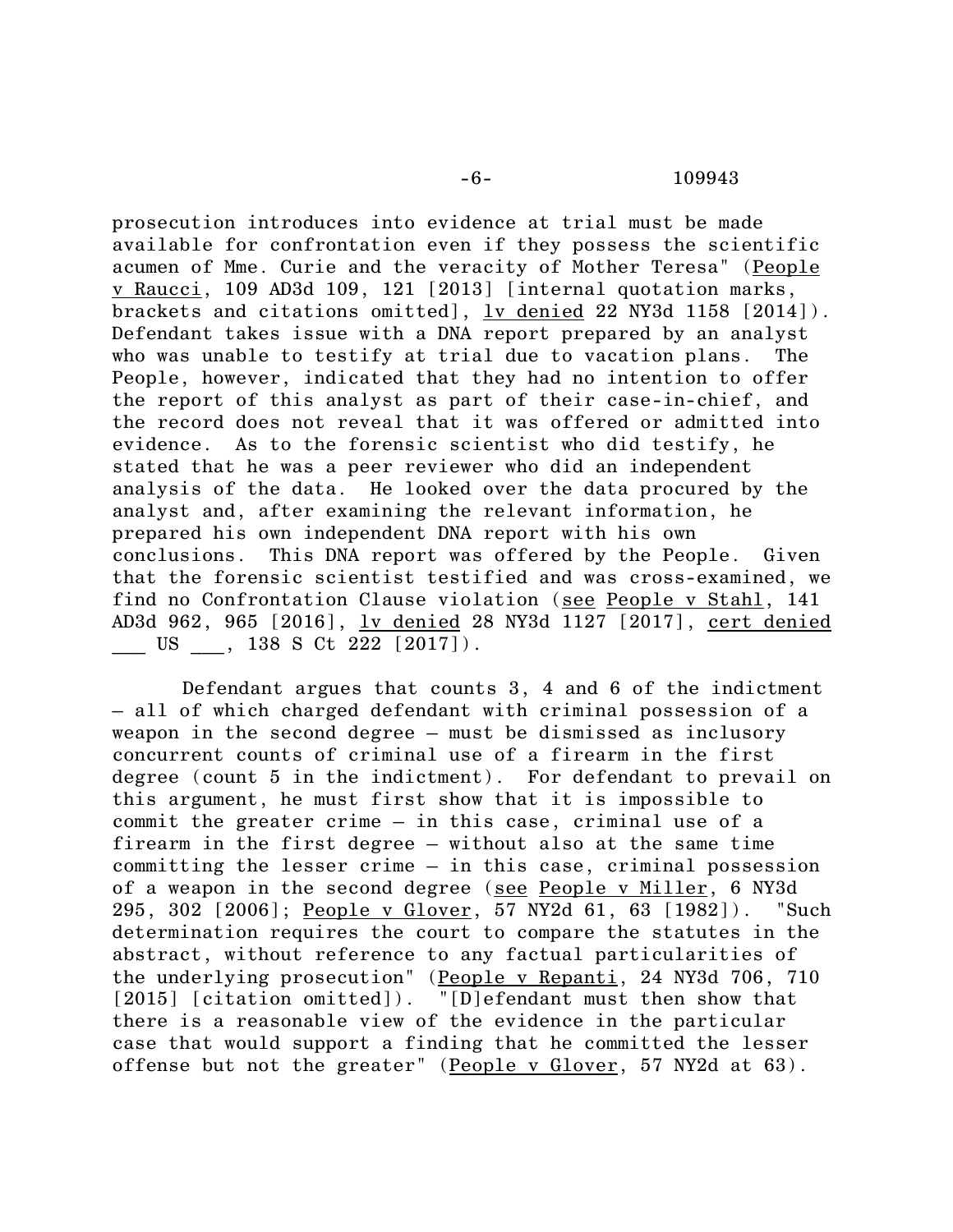prosecution introduces into evidence at trial must be made available for confrontation even if they possess the scientific acumen of Mme. Curie and the veracity of Mother Teresa" (People v Raucci, 109 AD3d 109, 121 [2013] [internal quotation marks, brackets and citations omitted], lv denied 22 NY3d 1158 [2014]). Defendant takes issue with a DNA report prepared by an analyst who was unable to testify at trial due to vacation plans. The People, however, indicated that they had no intention to offer the report of this analyst as part of their case-in-chief, and the record does not reveal that it was offered or admitted into evidence. As to the forensic scientist who did testify, he stated that he was a peer reviewer who did an independent analysis of the data. He looked over the data procured by the analyst and, after examining the relevant information, he prepared his own independent DNA report with his own conclusions. This DNA report was offered by the People. Given that the forensic scientist testified and was cross-examined, we find no Confrontation Clause violation (see People v Stahl, 141 AD3d 962, 965 [2016], lv denied 28 NY3d 1127 [2017], cert denied ___ US ___, 138 S Ct 222 [2017]).

Defendant argues that counts 3, 4 and 6 of the indictment – all of which charged defendant with criminal possession of a weapon in the second degree – must be dismissed as inclusory concurrent counts of criminal use of a firearm in the first degree (count 5 in the indictment). For defendant to prevail on this argument, he must first show that it is impossible to commit the greater crime – in this case, criminal use of a firearm in the first degree – without also at the same time committing the lesser crime – in this case, criminal possession of a weapon in the second degree (see People v Miller, 6 NY3d 295, 302 [2006]; People v Glover, 57 NY2d 61, 63 [1982]). "Such determination requires the court to compare the statutes in the abstract, without reference to any factual particularities of the underlying prosecution" (People v Repanti, 24 NY3d 706, 710 [2015] [citation omitted]). "[D]efendant must then show that there is a reasonable view of the evidence in the particular case that would support a finding that he committed the lesser offense but not the greater" (People v Glover, 57 NY2d at 63).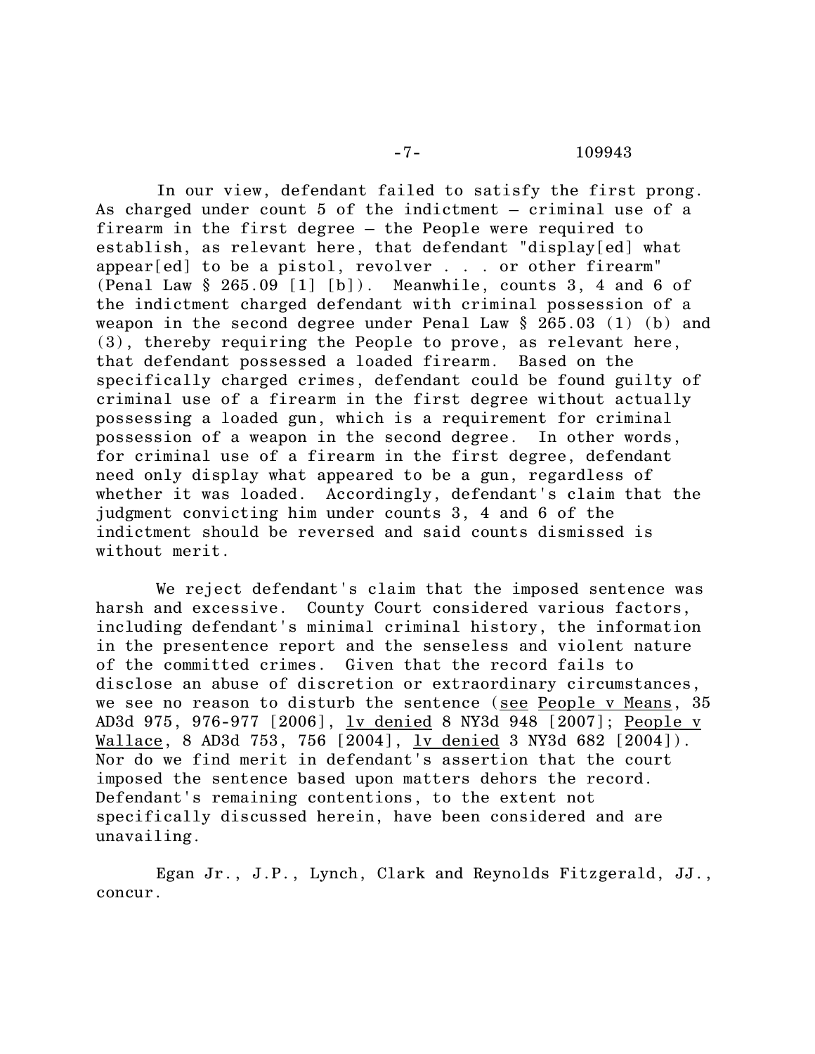In our view, defendant failed to satisfy the first prong. As charged under count 5 of the indictment – criminal use of a firearm in the first degree – the People were required to establish, as relevant here, that defendant "display[ed] what appear[ed] to be a pistol, revolver . . . or other firearm" (Penal Law § 265.09 [1] [b]). Meanwhile, counts 3, 4 and 6 of the indictment charged defendant with criminal possession of a weapon in the second degree under Penal Law § 265.03 (1) (b) and (3), thereby requiring the People to prove, as relevant here, that defendant possessed a loaded firearm. Based on the specifically charged crimes, defendant could be found guilty of criminal use of a firearm in the first degree without actually possessing a loaded gun, which is a requirement for criminal possession of a weapon in the second degree. In other words, for criminal use of a firearm in the first degree, defendant need only display what appeared to be a gun, regardless of whether it was loaded. Accordingly, defendant's claim that the judgment convicting him under counts 3, 4 and 6 of the indictment should be reversed and said counts dismissed is without merit.

We reject defendant's claim that the imposed sentence was harsh and excessive. County Court considered various factors, including defendant's minimal criminal history, the information in the presentence report and the senseless and violent nature of the committed crimes. Given that the record fails to disclose an abuse of discretion or extraordinary circumstances, we see no reason to disturb the sentence (<u>see</u> <u>People v Means</u>, 35 AD3d 975, 976-977 [2006], <u>lv denied</u> 8 NY3d 948 [2007]; <u>People v Wallace</u>, 8 AD3d 753, 756 [2004], <u>lv denied</u> 3 NY3d 682 [2004]). Nor do we find merit in defendant's assertion that the court imposed the sentence based upon matters dehors the record. Defendant's remaining contentions, to the extent not specifically discussed herein, have been considered and are unavailing.

Egan Jr., J.P., Lynch, Clark and Reynolds Fitzgerald, JJ., concur.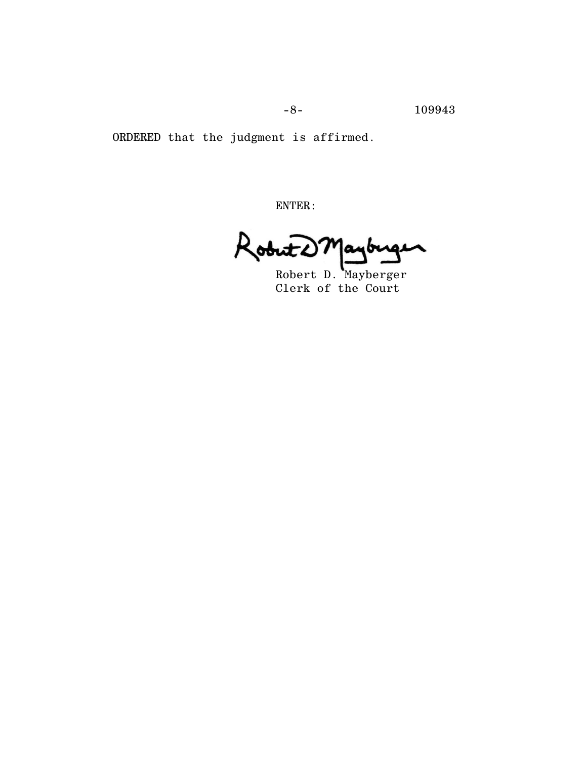ORDERED that the judgment is affirmed.

ENTER:

Robert D. Mayberger
Clerk of the Court